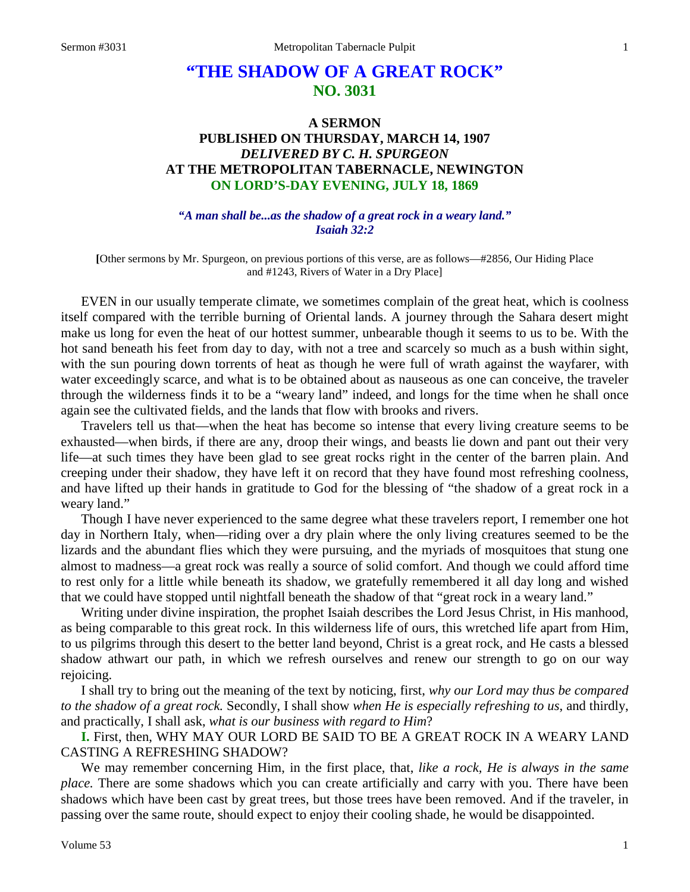# "THE SHADOW OF A GREAT ROCK"
## NO. 3031

### A SERMON
### PUBLISHED ON THURSDAY, MARCH 14, 1907
### *DELIVERED BY C. H. SPURGEON*
### AT THE METROPOLITAN TABERNACLE, NEWINGTON
### ON LORD'S-DAY EVENING, JULY 18, 1869

***"A man shall be...as the shadow of a great rock in a weary land."***
***Isaiah 32:2***

**[**Other sermons by Mr. Spurgeon, on previous portions of this verse, are as follows—#2856, Our Hiding Place and #1243, Rivers of Water in a Dry Place]

EVEN in our usually temperate climate, we sometimes complain of the great heat, which is coolness itself compared with the terrible burning of Oriental lands. A journey through the Sahara desert might make us long for even the heat of our hottest summer, unbearable though it seems to us to be. With the hot sand beneath his feet from day to day, with not a tree and scarcely so much as a bush within sight, with the sun pouring down torrents of heat as though he were full of wrath against the wayfarer, with water exceedingly scarce, and what is to be obtained about as nauseous as one can conceive, the traveler through the wilderness finds it to be a "weary land" indeed, and longs for the time when he shall once again see the cultivated fields, and the lands that flow with brooks and rivers.

Travelers tell us that—when the heat has become so intense that every living creature seems to be exhausted—when birds, if there are any, droop their wings, and beasts lie down and pant out their very life—at such times they have been glad to see great rocks right in the center of the barren plain. And creeping under their shadow, they have left it on record that they have found most refreshing coolness, and have lifted up their hands in gratitude to God for the blessing of "the shadow of a great rock in a weary land."

Though I have never experienced to the same degree what these travelers report, I remember one hot day in Northern Italy, when—riding over a dry plain where the only living creatures seemed to be the lizards and the abundant flies which they were pursuing, and the myriads of mosquitoes that stung one almost to madness—a great rock was really a source of solid comfort. And though we could afford time to rest only for a little while beneath its shadow, we gratefully remembered it all day long and wished that we could have stopped until nightfall beneath the shadow of that "great rock in a weary land."

Writing under divine inspiration, the prophet Isaiah describes the Lord Jesus Christ, in His manhood, as being comparable to this great rock. In this wilderness life of ours, this wretched life apart from Him, to us pilgrims through this desert to the better land beyond, Christ is a great rock, and He casts a blessed shadow athwart our path, in which we refresh ourselves and renew our strength to go on our way rejoicing.

I shall try to bring out the meaning of the text by noticing, first, *why our Lord may thus be compared to the shadow of a great rock.* Secondly, I shall show *when He is especially refreshing to us*, and thirdly, and practically, I shall ask, *what is our business with regard to Him*?

**I.** First, then, WHY MAY OUR LORD BE SAID TO BE A GREAT ROCK IN A WEARY LAND CASTING A REFRESHING SHADOW?

We may remember concerning Him, in the first place, that, *like a rock, He is always in the same place.* There are some shadows which you can create artificially and carry with you. There have been shadows which have been cast by great trees, but those trees have been removed. And if the traveler, in passing over the same route, should expect to enjoy their cooling shade, he would be disappointed.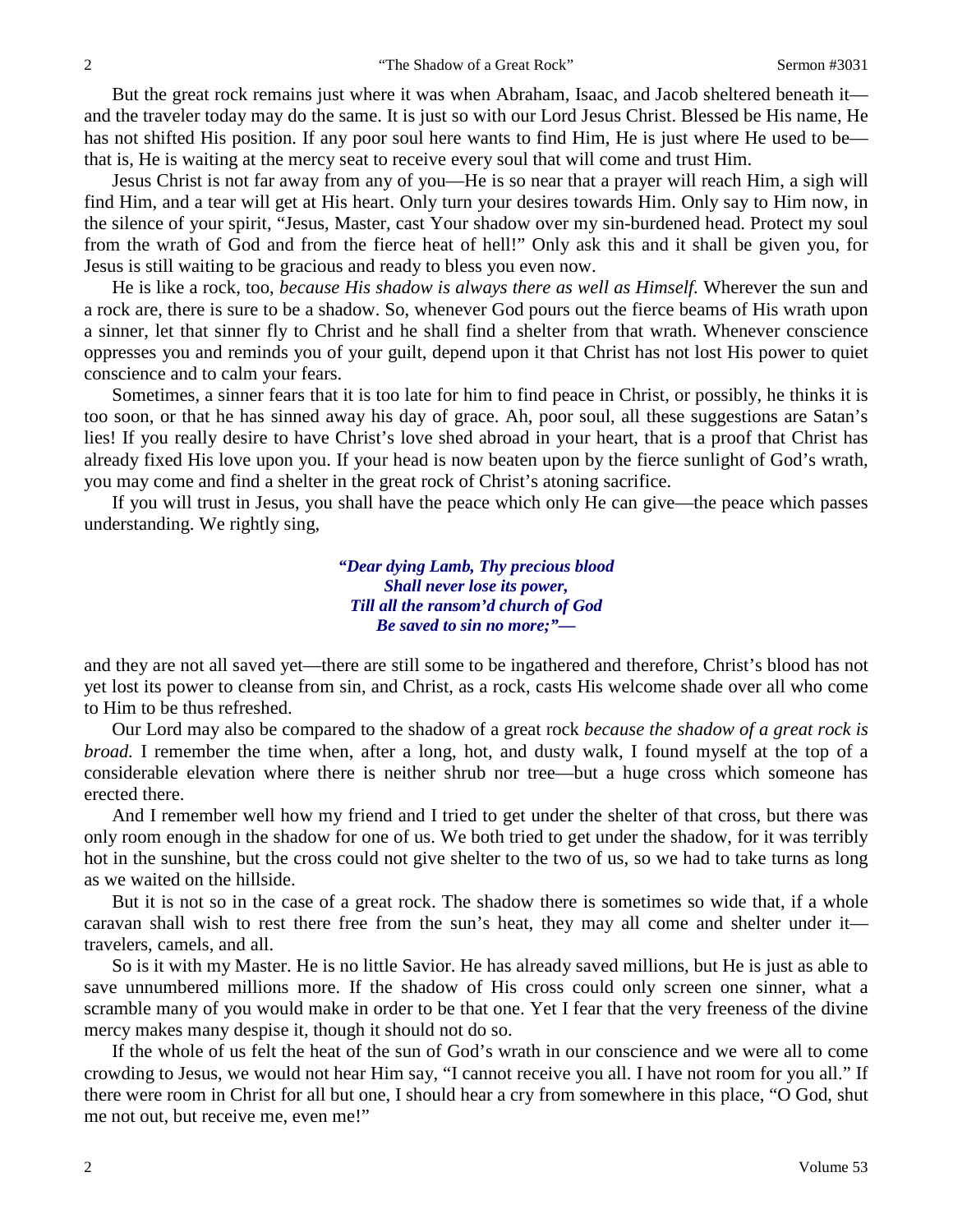But the great rock remains just where it was when Abraham, Isaac, and Jacob sheltered beneath it—and the traveler today may do the same. It is just so with our Lord Jesus Christ. Blessed be His name, He has not shifted His position. If any poor soul here wants to find Him, He is just where He used to be—that is, He is waiting at the mercy seat to receive every soul that will come and trust Him.

Jesus Christ is not far away from any of you—He is so near that a prayer will reach Him, a sigh will find Him, and a tear will get at His heart. Only turn your desires towards Him. Only say to Him now, in the silence of your spirit, "Jesus, Master, cast Your shadow over my sin-burdened head. Protect my soul from the wrath of God and from the fierce heat of hell!" Only ask this and it shall be given you, for Jesus is still waiting to be gracious and ready to bless you even now.

He is like a rock, too, *because His shadow is always there as well as Himself.* Wherever the sun and a rock are, there is sure to be a shadow. So, whenever God pours out the fierce beams of His wrath upon a sinner, let that sinner fly to Christ and he shall find a shelter from that wrath. Whenever conscience oppresses you and reminds you of your guilt, depend upon it that Christ has not lost His power to quiet conscience and to calm your fears.

Sometimes, a sinner fears that it is too late for him to find peace in Christ, or possibly, he thinks it is too soon, or that he has sinned away his day of grace. Ah, poor soul, all these suggestions are Satan's lies! If you really desire to have Christ's love shed abroad in your heart, that is a proof that Christ has already fixed His love upon you. If your head is now beaten upon by the fierce sunlight of God's wrath, you may come and find a shelter in the great rock of Christ's atoning sacrifice.

If you will trust in Jesus, you shall have the peace which only He can give—the peace which passes understanding. We rightly sing,

> ***"Dear dying Lamb, Thy precious blood***
> ***Shall never lose its power,***
> ***Till all the ransom'd church of God***
> ***Be saved to sin no more;"—***

and they are not all saved yet—there are still some to be ingathered and therefore, Christ's blood has not yet lost its power to cleanse from sin, and Christ, as a rock, casts His welcome shade over all who come to Him to be thus refreshed.

Our Lord may also be compared to the shadow of a great rock *because the shadow of a great rock is broad.* I remember the time when, after a long, hot, and dusty walk, I found myself at the top of a considerable elevation where there is neither shrub nor tree—but a huge cross which someone has erected there.

And I remember well how my friend and I tried to get under the shelter of that cross, but there was only room enough in the shadow for one of us. We both tried to get under the shadow, for it was terribly hot in the sunshine, but the cross could not give shelter to the two of us, so we had to take turns as long as we waited on the hillside.

But it is not so in the case of a great rock. The shadow there is sometimes so wide that, if a whole caravan shall wish to rest there free from the sun's heat, they may all come and shelter under it—travelers, camels, and all.

So is it with my Master. He is no little Savior. He has already saved millions, but He is just as able to save unnumbered millions more. If the shadow of His cross could only screen one sinner, what a scramble many of you would make in order to be that one. Yet I fear that the very freeness of the divine mercy makes many despise it, though it should not do so.

If the whole of us felt the heat of the sun of God's wrath in our conscience and we were all to come crowding to Jesus, we would not hear Him say, "I cannot receive you all. I have not room for you all." If there were room in Christ for all but one, I should hear a cry from somewhere in this place, "O God, shut me not out, but receive me, even me!"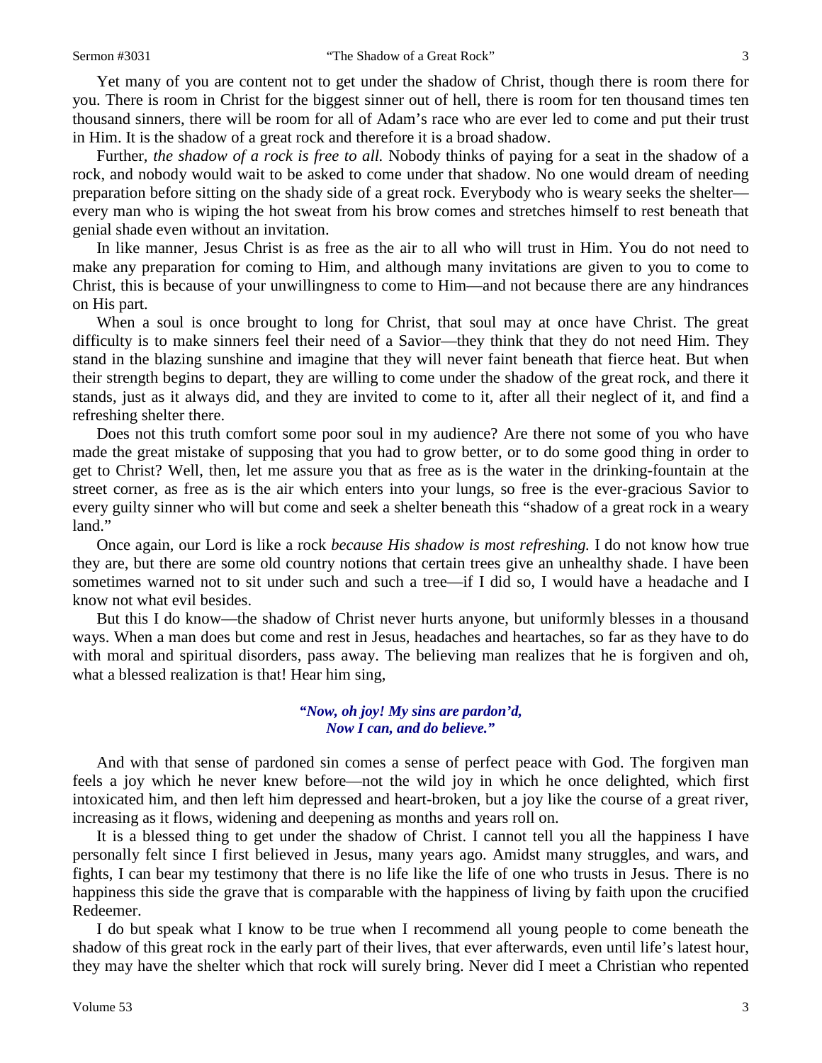Yet many of you are content not to get under the shadow of Christ, though there is room there for you. There is room in Christ for the biggest sinner out of hell, there is room for ten thousand times ten thousand sinners, there will be room for all of Adam's race who are ever led to come and put their trust in Him. It is the shadow of a great rock and therefore it is a broad shadow.

Further, *the shadow of a rock is free to all.* Nobody thinks of paying for a seat in the shadow of a rock, and nobody would wait to be asked to come under that shadow. No one would dream of needing preparation before sitting on the shady side of a great rock. Everybody who is weary seeks the shelter—every man who is wiping the hot sweat from his brow comes and stretches himself to rest beneath that genial shade even without an invitation.

In like manner, Jesus Christ is as free as the air to all who will trust in Him. You do not need to make any preparation for coming to Him, and although many invitations are given to you to come to Christ, this is because of your unwillingness to come to Him—and not because there are any hindrances on His part.

When a soul is once brought to long for Christ, that soul may at once have Christ. The great difficulty is to make sinners feel their need of a Savior—they think that they do not need Him. They stand in the blazing sunshine and imagine that they will never faint beneath that fierce heat. But when their strength begins to depart, they are willing to come under the shadow of the great rock, and there it stands, just as it always did, and they are invited to come to it, after all their neglect of it, and find a refreshing shelter there.

Does not this truth comfort some poor soul in my audience? Are there not some of you who have made the great mistake of supposing that you had to grow better, or to do some good thing in order to get to Christ? Well, then, let me assure you that as free as is the water in the drinking-fountain at the street corner, as free as is the air which enters into your lungs, so free is the ever-gracious Savior to every guilty sinner who will but come and seek a shelter beneath this "shadow of a great rock in a weary land."

Once again, our Lord is like a rock *because His shadow is most refreshing.* I do not know how true they are, but there are some old country notions that certain trees give an unhealthy shade. I have been sometimes warned not to sit under such and such a tree—if I did so, I would have a headache and I know not what evil besides.

But this I do know—the shadow of Christ never hurts anyone, but uniformly blesses in a thousand ways. When a man does but come and rest in Jesus, headaches and heartaches, so far as they have to do with moral and spiritual disorders, pass away. The believing man realizes that he is forgiven and oh, what a blessed realization is that! Hear him sing,

> ***"Now, oh joy! My sins are pardon'd,***
> ***Now I can, and do believe."***

And with that sense of pardoned sin comes a sense of perfect peace with God. The forgiven man feels a joy which he never knew before—not the wild joy in which he once delighted, which first intoxicated him, and then left him depressed and heart-broken, but a joy like the course of a great river, increasing as it flows, widening and deepening as months and years roll on.

It is a blessed thing to get under the shadow of Christ. I cannot tell you all the happiness I have personally felt since I first believed in Jesus, many years ago. Amidst many struggles, and wars, and fights, I can bear my testimony that there is no life like the life of one who trusts in Jesus. There is no happiness this side the grave that is comparable with the happiness of living by faith upon the crucified Redeemer.

I do but speak what I know to be true when I recommend all young people to come beneath the shadow of this great rock in the early part of their lives, that ever afterwards, even until life's latest hour, they may have the shelter which that rock will surely bring. Never did I meet a Christian who repented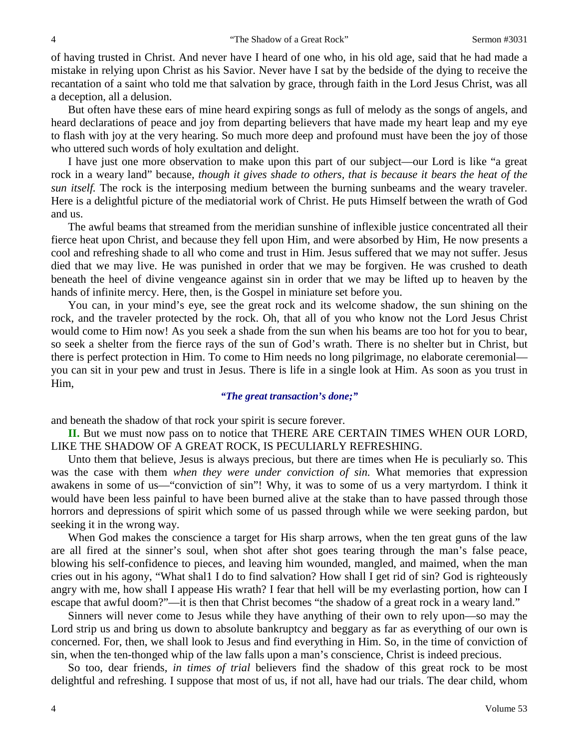of having trusted in Christ. And never have I heard of one who, in his old age, said that he had made a mistake in relying upon Christ as his Savior. Never have I sat by the bedside of the dying to receive the recantation of a saint who told me that salvation by grace, through faith in the Lord Jesus Christ, was all a deception, all a delusion.

But often have these ears of mine heard expiring songs as full of melody as the songs of angels, and heard declarations of peace and joy from departing believers that have made my heart leap and my eye to flash with joy at the very hearing. So much more deep and profound must have been the joy of those who uttered such words of holy exultation and delight.

I have just one more observation to make upon this part of our subject—our Lord is like "a great rock in a weary land" because, *though it gives shade to others, that is because it bears the heat of the sun itself.* The rock is the interposing medium between the burning sunbeams and the weary traveler. Here is a delightful picture of the mediatorial work of Christ. He puts Himself between the wrath of God and us.

The awful beams that streamed from the meridian sunshine of inflexible justice concentrated all their fierce heat upon Christ, and because they fell upon Him, and were absorbed by Him, He now presents a cool and refreshing shade to all who come and trust in Him. Jesus suffered that we may not suffer. Jesus died that we may live. He was punished in order that we may be forgiven. He was crushed to death beneath the heel of divine vengeance against sin in order that we may be lifted up to heaven by the hands of infinite mercy. Here, then, is the Gospel in miniature set before you.

You can, in your mind's eye, see the great rock and its welcome shadow, the sun shining on the rock, and the traveler protected by the rock. Oh, that all of you who know not the Lord Jesus Christ would come to Him now! As you seek a shade from the sun when his beams are too hot for you to bear, so seek a shelter from the fierce rays of the sun of God's wrath. There is no shelter but in Christ, but there is perfect protection in Him. To come to Him needs no long pilgrimage, no elaborate ceremonial—you can sit in your pew and trust in Jesus. There is life in a single look at Him. As soon as you trust in Him,

***"The great transaction's done;"***

and beneath the shadow of that rock your spirit is secure forever.

**II.** But we must now pass on to notice that THERE ARE CERTAIN TIMES WHEN OUR LORD, LIKE THE SHADOW OF A GREAT ROCK, IS PECULIARLY REFRESHING.

Unto them that believe, Jesus is always precious, but there are times when He is peculiarly so. This was the case with them *when they were under conviction of sin.* What memories that expression awakens in some of us—"conviction of sin"! Why, it was to some of us a very martyrdom. I think it would have been less painful to have been burned alive at the stake than to have passed through those horrors and depressions of spirit which some of us passed through while we were seeking pardon, but seeking it in the wrong way.

When God makes the conscience a target for His sharp arrows, when the ten great guns of the law are all fired at the sinner's soul, when shot after shot goes tearing through the man's false peace, blowing his self-confidence to pieces, and leaving him wounded, mangled, and maimed, when the man cries out in his agony, "What shal1 I do to find salvation? How shall I get rid of sin? God is righteously angry with me, how shall I appease His wrath? I fear that hell will be my everlasting portion, how can I escape that awful doom?"—it is then that Christ becomes "the shadow of a great rock in a weary land."

Sinners will never come to Jesus while they have anything of their own to rely upon—so may the Lord strip us and bring us down to absolute bankruptcy and beggary as far as everything of our own is concerned. For, then, we shall look to Jesus and find everything in Him. So, in the time of conviction of sin, when the ten-thonged whip of the law falls upon a man's conscience, Christ is indeed precious.

So too, dear friends, *in times of trial* believers find the shadow of this great rock to be most delightful and refreshing. I suppose that most of us, if not all, have had our trials. The dear child, whom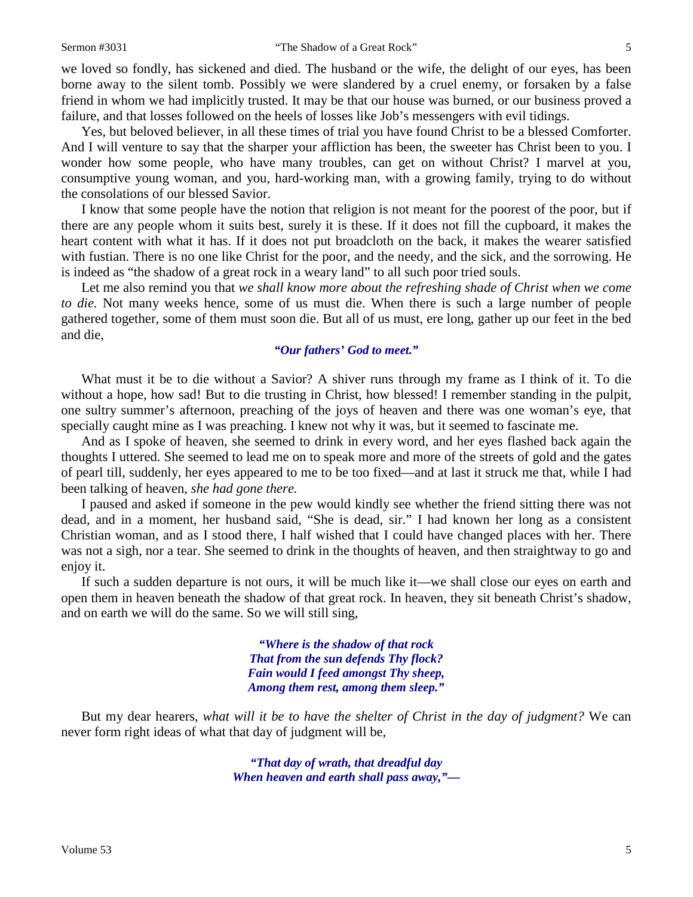we loved so fondly, has sickened and died. The husband or the wife, the delight of our eyes, has been borne away to the silent tomb. Possibly we were slandered by a cruel enemy, or forsaken by a false friend in whom we had implicitly trusted. It may be that our house was burned, or our business proved a failure, and that losses followed on the heels of losses like Job's messengers with evil tidings.

Yes, but beloved believer, in all these times of trial you have found Christ to be a blessed Comforter. And I will venture to say that the sharper your affliction has been, the sweeter has Christ been to you. I wonder how some people, who have many troubles, can get on without Christ? I marvel at you, consumptive young woman, and you, hard-working man, with a growing family, trying to do without the consolations of our blessed Savior.

I know that some people have the notion that religion is not meant for the poorest of the poor, but if there are any people whom it suits best, surely it is these. If it does not fill the cupboard, it makes the heart content with what it has. If it does not put broadcloth on the back, it makes the wearer satisfied with fustian. There is no one like Christ for the poor, and the needy, and the sick, and the sorrowing. He is indeed as "the shadow of a great rock in a weary land" to all such poor tried souls.

Let me also remind you that *we shall know more about the refreshing shade of Christ when we come to die.* Not many weeks hence, some of us must die. When there is such a large number of people gathered together, some of them must soon die. But all of us must, ere long, gather up our feet in the bed and die,

> ***"Our fathers' God to meet."***

What must it be to die without a Savior? A shiver runs through my frame as I think of it. To die without a hope, how sad! But to die trusting in Christ, how blessed! I remember standing in the pulpit, one sultry summer's afternoon, preaching of the joys of heaven and there was one woman's eye, that specially caught mine as I was preaching. I knew not why it was, but it seemed to fascinate me.

And as I spoke of heaven, she seemed to drink in every word, and her eyes flashed back again the thoughts I uttered. She seemed to lead me on to speak more and more of the streets of gold and the gates of pearl till, suddenly, her eyes appeared to me to be too fixed—and at last it struck me that, while I had been talking of heaven, *she had gone there.*

I paused and asked if someone in the pew would kindly see whether the friend sitting there was not dead, and in a moment, her husband said, "She is dead, sir." I had known her long as a consistent Christian woman, and as I stood there, I half wished that I could have changed places with her. There was not a sigh, nor a tear. She seemed to drink in the thoughts of heaven, and then straightway to go and enjoy it.

If such a sudden departure is not ours, it will be much like it—we shall close our eyes on earth and open them in heaven beneath the shadow of that great rock. In heaven, they sit beneath Christ's shadow, and on earth we will do the same. So we will still sing,

> ***"Where is the shadow of that rock***
> ***That from the sun defends Thy flock?***
> ***Fain would I feed amongst Thy sheep,***
> ***Among them rest, among them sleep."***

But my dear hearers, *what will it be to have the shelter of Christ in the day of judgment?* We can never form right ideas of what that day of judgment will be,

> ***"That day of wrath, that dreadful day***
> ***When heaven and earth shall pass away,"—***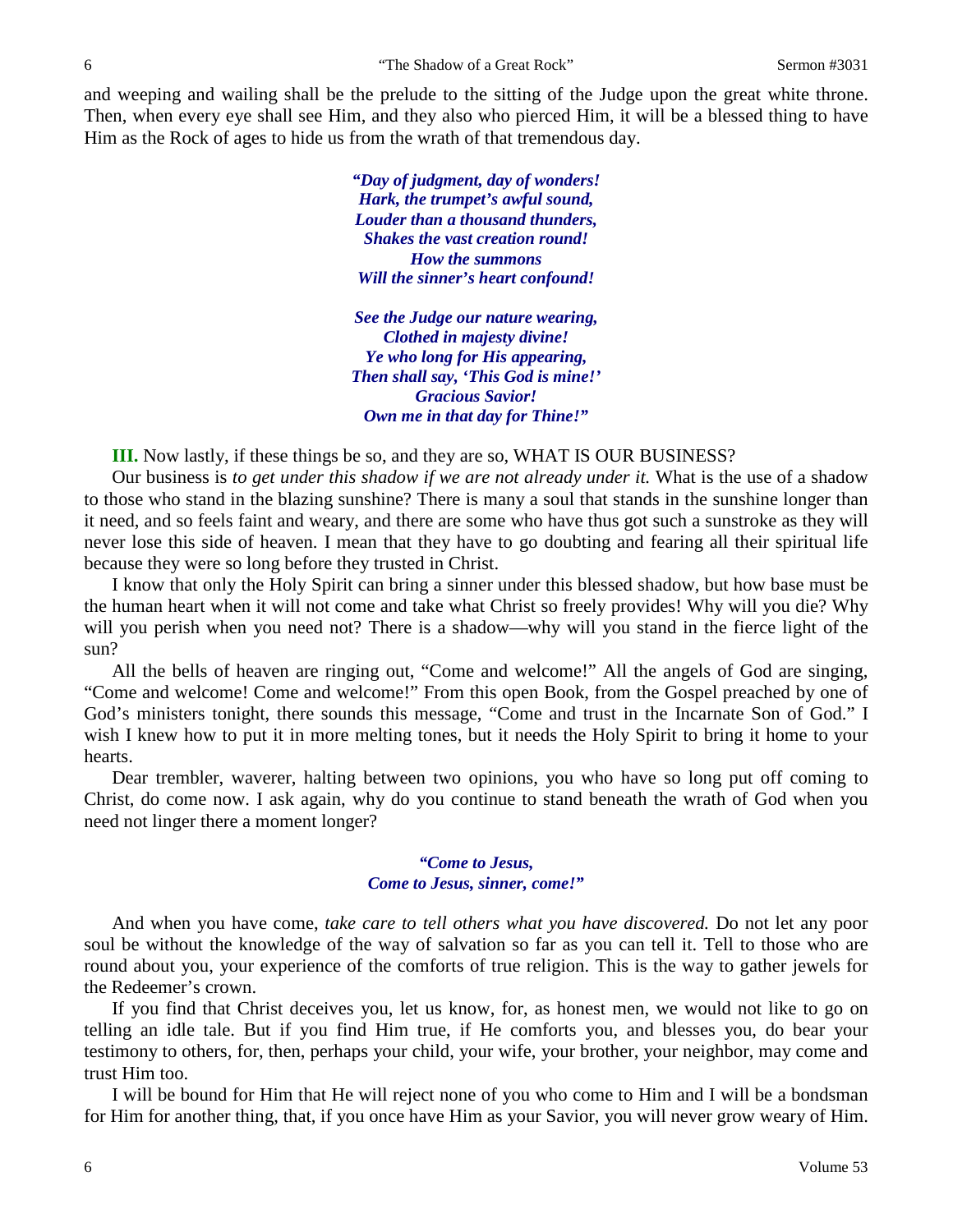and weeping and wailing shall be the prelude to the sitting of the Judge upon the great white throne. Then, when every eye shall see Him, and they also who pierced Him, it will be a blessed thing to have Him as the Rock of ages to hide us from the wrath of that tremendous day.

> ***"Day of judgment, day of wonders!***
> ***Hark, the trumpet's awful sound,***
> ***Louder than a thousand thunders,***
> ***Shakes the vast creation round!***
> ***How the summons***
> ***Will the sinner's heart confound!***
>
> ***See the Judge our nature wearing,***
> ***Clothed in majesty divine!***
> ***Ye who long for His appearing,***
> ***Then shall say, 'This God is mine!'***
> ***Gracious Savior!***
> ***Own me in that day for Thine!"***

**III.** Now lastly, if these things be so, and they are so, WHAT IS OUR BUSINESS?

Our business is *to get under this shadow if we are not already under it.* What is the use of a shadow to those who stand in the blazing sunshine? There is many a soul that stands in the sunshine longer than it need, and so feels faint and weary, and there are some who have thus got such a sunstroke as they will never lose this side of heaven. I mean that they have to go doubting and fearing all their spiritual life because they were so long before they trusted in Christ.

I know that only the Holy Spirit can bring a sinner under this blessed shadow, but how base must be the human heart when it will not come and take what Christ so freely provides! Why will you die? Why will you perish when you need not? There is a shadow—why will you stand in the fierce light of the sun?

All the bells of heaven are ringing out, "Come and welcome!" All the angels of God are singing, "Come and welcome! Come and welcome!" From this open Book, from the Gospel preached by one of God's ministers tonight, there sounds this message, "Come and trust in the Incarnate Son of God." I wish I knew how to put it in more melting tones, but it needs the Holy Spirit to bring it home to your hearts.

Dear trembler, waverer, halting between two opinions, you who have so long put off coming to Christ, do come now. I ask again, why do you continue to stand beneath the wrath of God when you need not linger there a moment longer?

> ***"Come to Jesus,***
> ***Come to Jesus, sinner, come!"***

And when you have come, *take care to tell others what you have discovered.* Do not let any poor soul be without the knowledge of the way of salvation so far as you can tell it. Tell to those who are round about you, your experience of the comforts of true religion. This is the way to gather jewels for the Redeemer's crown.

If you find that Christ deceives you, let us know, for, as honest men, we would not like to go on telling an idle tale. But if you find Him true, if He comforts you, and blesses you, do bear your testimony to others, for, then, perhaps your child, your wife, your brother, your neighbor, may come and trust Him too.

I will be bound for Him that He will reject none of you who come to Him and I will be a bondsman for Him for another thing, that, if you once have Him as your Savior, you will never grow weary of Him.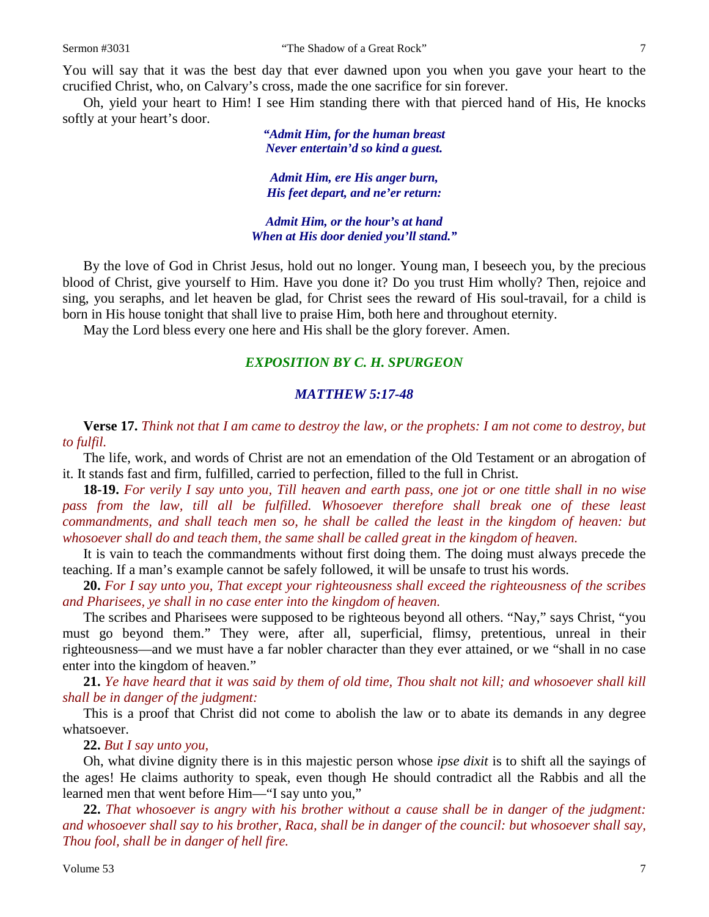You will say that it was the best day that ever dawned upon you when you gave your heart to the crucified Christ, who, on Calvary's cross, made the one sacrifice for sin forever.

Oh, yield your heart to Him! I see Him standing there with that pierced hand of His, He knocks softly at your heart's door.

> ***"Admit Him, for the human breast***
> ***Never entertain'd so kind a guest.***
>
> ***Admit Him, ere His anger burn,***
> ***His feet depart, and ne'er return:***
>
> ***Admit Him, or the hour's at hand***
> ***When at His door denied you'll stand."***

By the love of God in Christ Jesus, hold out no longer. Young man, I beseech you, by the precious blood of Christ, give yourself to Him. Have you done it? Do you trust Him wholly? Then, rejoice and sing, you seraphs, and let heaven be glad, for Christ sees the reward of His soul-travail, for a child is born in His house tonight that shall live to praise Him, both here and throughout eternity.

May the Lord bless every one here and His shall be the glory forever. Amen.

## *EXPOSITION BY C. H. SPURGEON*

### *MATTHEW 5:17-48*

**Verse 17.** *Think not that I am came to destroy the law, or the prophets: I am not come to destroy, but to fulfil.*

The life, work, and words of Christ are not an emendation of the Old Testament or an abrogation of it. It stands fast and firm, fulfilled, carried to perfection, filled to the full in Christ.

**18-19.** *For verily I say unto you, Till heaven and earth pass, one jot or one tittle shall in no wise pass from the law, till all be fulfilled. Whosoever therefore shall break one of these least commandments, and shall teach men so, he shall be called the least in the kingdom of heaven: but whosoever shall do and teach them, the same shall be called great in the kingdom of heaven.*

It is vain to teach the commandments without first doing them. The doing must always precede the teaching. If a man's example cannot be safely followed, it will be unsafe to trust his words.

**20.** *For I say unto you, That except your righteousness shall exceed the righteousness of the scribes and Pharisees, ye shall in no case enter into the kingdom of heaven.*

The scribes and Pharisees were supposed to be righteous beyond all others. "Nay," says Christ, "you must go beyond them." They were, after all, superficial, flimsy, pretentious, unreal in their righteousness—and we must have a far nobler character than they ever attained, or we "shall in no case enter into the kingdom of heaven."

**21.** *Ye have heard that it was said by them of old time, Thou shalt not kill; and whosoever shall kill shall be in danger of the judgment:*

This is a proof that Christ did not come to abolish the law or to abate its demands in any degree whatsoever.

**22.** *But I say unto you,*

Oh, what divine dignity there is in this majestic person whose *ipse dixit* is to shift all the sayings of the ages! He claims authority to speak, even though He should contradict all the Rabbis and all the learned men that went before Him—"I say unto you,"

**22.** *That whosoever is angry with his brother without a cause shall be in danger of the judgment: and whosoever shall say to his brother, Raca, shall be in danger of the council: but whosoever shall say, Thou fool, shall be in danger of hell fire.*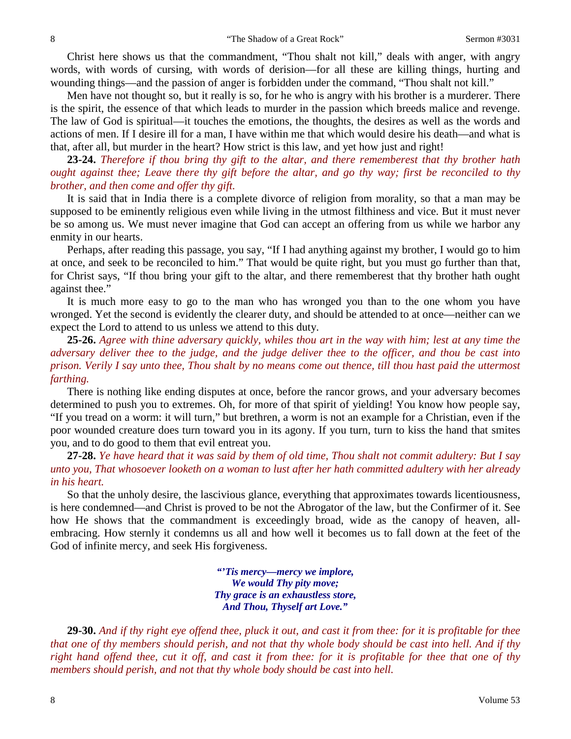Christ here shows us that the commandment, "Thou shalt not kill," deals with anger, with angry words, with words of cursing, with words of derision—for all these are killing things, hurting and wounding things—and the passion of anger is forbidden under the command, "Thou shalt not kill."

Men have not thought so, but it really is so, for he who is angry with his brother is a murderer. There is the spirit, the essence of that which leads to murder in the passion which breeds malice and revenge. The law of God is spiritual—it touches the emotions, the thoughts, the desires as well as the words and actions of men. If I desire ill for a man, I have within me that which would desire his death—and what is that, after all, but murder in the heart? How strict is this law, and yet how just and right!

**23-24.** *Therefore if thou bring thy gift to the altar, and there rememberest that thy brother hath ought against thee; Leave there thy gift before the altar, and go thy way; first be reconciled to thy brother, and then come and offer thy gift.*

It is said that in India there is a complete divorce of religion from morality, so that a man may be supposed to be eminently religious even while living in the utmost filthiness and vice. But it must never be so among us. We must never imagine that God can accept an offering from us while we harbor any enmity in our hearts.

Perhaps, after reading this passage, you say, "If I had anything against my brother, I would go to him at once, and seek to be reconciled to him." That would be quite right, but you must go further than that, for Christ says, "If thou bring your gift to the altar, and there rememberest that thy brother hath ought against thee."

It is much more easy to go to the man who has wronged you than to the one whom you have wronged. Yet the second is evidently the clearer duty, and should be attended to at once—neither can we expect the Lord to attend to us unless we attend to this duty.

**25-26.** *Agree with thine adversary quickly, whiles thou art in the way with him; lest at any time the adversary deliver thee to the judge, and the judge deliver thee to the officer, and thou be cast into prison. Verily I say unto thee, Thou shalt by no means come out thence, till thou hast paid the uttermost farthing.*

There is nothing like ending disputes at once, before the rancor grows, and your adversary becomes determined to push you to extremes. Oh, for more of that spirit of yielding! You know how people say, "If you tread on a worm: it will turn," but brethren, a worm is not an example for a Christian, even if the poor wounded creature does turn toward you in its agony. If you turn, turn to kiss the hand that smites you, and to do good to them that evil entreat you.

**27-28.** *Ye have heard that it was said by them of old time, Thou shalt not commit adultery: But I say unto you, That whosoever looketh on a woman to lust after her hath committed adultery with her already in his heart.*

So that the unholy desire, the lascivious glance, everything that approximates towards licentiousness, is here condemned—and Christ is proved to be not the Abrogator of the law, but the Confirmer of it. See how He shows that the commandment is exceedingly broad, wide as the canopy of heaven, all-embracing. How sternly it condemns us all and how well it becomes us to fall down at the feet of the God of infinite mercy, and seek His forgiveness.

> ***"'Tis mercy—mercy we implore,***
> ***We would Thy pity move;***
> ***Thy grace is an exhaustless store,***
> ***And Thou, Thyself art Love."***

**29-30.** *And if thy right eye offend thee, pluck it out, and cast it from thee: for it is profitable for thee that one of thy members should perish, and not that thy whole body should be cast into hell. And if thy right hand offend thee, cut it off, and cast it from thee: for it is profitable for thee that one of thy members should perish, and not that thy whole body should be cast into hell.*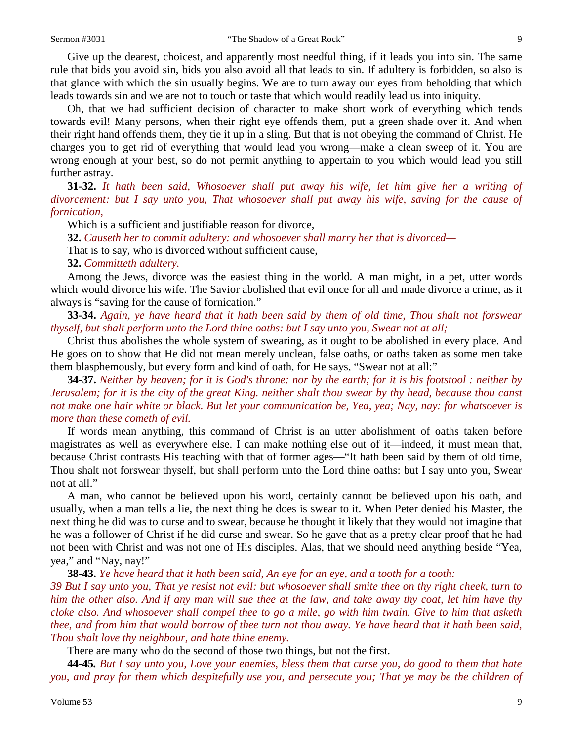Give up the dearest, choicest, and apparently most needful thing, if it leads you into sin. The same rule that bids you avoid sin, bids you also avoid all that leads to sin. If adultery is forbidden, so also is that glance with which the sin usually begins. We are to turn away our eyes from beholding that which leads towards sin and we are not to touch or taste that which would readily lead us into iniquity.

Oh, that we had sufficient decision of character to make short work of everything which tends towards evil! Many persons, when their right eye offends them, put a green shade over it. And when their right hand offends them, they tie it up in a sling. But that is not obeying the command of Christ. He charges you to get rid of everything that would lead you wrong—make a clean sweep of it. You are wrong enough at your best, so do not permit anything to appertain to you which would lead you still further astray.

**31-32.** *It hath been said, Whosoever shall put away his wife, let him give her a writing of divorcement: but I say unto you, That whosoever shall put away his wife, saving for the cause of fornication,*

Which is a sufficient and justifiable reason for divorce,

**32.** *Causeth her to commit adultery: and whosoever shall marry her that is divorced—*

That is to say, who is divorced without sufficient cause,

**32.** *Committeth adultery.*

Among the Jews, divorce was the easiest thing in the world. A man might, in a pet, utter words which would divorce his wife. The Savior abolished that evil once for all and made divorce a crime, as it always is "saving for the cause of fornication."

**33-34.** *Again, ye have heard that it hath been said by them of old time, Thou shalt not forswear thyself, but shalt perform unto the Lord thine oaths: but I say unto you, Swear not at all;*

Christ thus abolishes the whole system of swearing, as it ought to be abolished in every place. And He goes on to show that He did not mean merely unclean, false oaths, or oaths taken as some men take them blasphemously, but every form and kind of oath, for He says, "Swear not at all:"

**34-37.** *Neither by heaven; for it is God's throne: nor by the earth; for it is his footstool : neither by Jerusalem; for it is the city of the great King. neither shalt thou swear by thy head, because thou canst not make one hair white or black. But let your communication be, Yea, yea; Nay, nay: for whatsoever is more than these cometh of evil.*

If words mean anything, this command of Christ is an utter abolishment of oaths taken before magistrates as well as everywhere else. I can make nothing else out of it—indeed, it must mean that, because Christ contrasts His teaching with that of former ages—"It hath been said by them of old time, Thou shalt not forswear thyself, but shall perform unto the Lord thine oaths: but I say unto you, Swear not at all."

A man, who cannot be believed upon his word, certainly cannot be believed upon his oath, and usually, when a man tells a lie, the next thing he does is swear to it. When Peter denied his Master, the next thing he did was to curse and to swear, because he thought it likely that they would not imagine that he was a follower of Christ if he did curse and swear. So he gave that as a pretty clear proof that he had not been with Christ and was not one of His disciples. Alas, that we should need anything beside "Yea, yea," and "Nay, nay!"

**38-43.** *Ye have heard that it hath been said, An eye for an eye, and a tooth for a tooth:*
*39 But I say unto you, That ye resist not evil: but whosoever shall smite thee on thy right cheek, turn to him the other also. And if any man will sue thee at the law, and take away thy coat, let him have thy cloke also. And whosoever shall compel thee to go a mile, go with him twain. Give to him that asketh thee, and from him that would borrow of thee turn not thou away. Ye have heard that it hath been said, Thou shalt love thy neighbour, and hate thine enemy.*

There are many who do the second of those two things, but not the first.

**44-45.** *But I say unto you, Love your enemies, bless them that curse you, do good to them that hate you, and pray for them which despitefully use you, and persecute you; That ye may be the children of*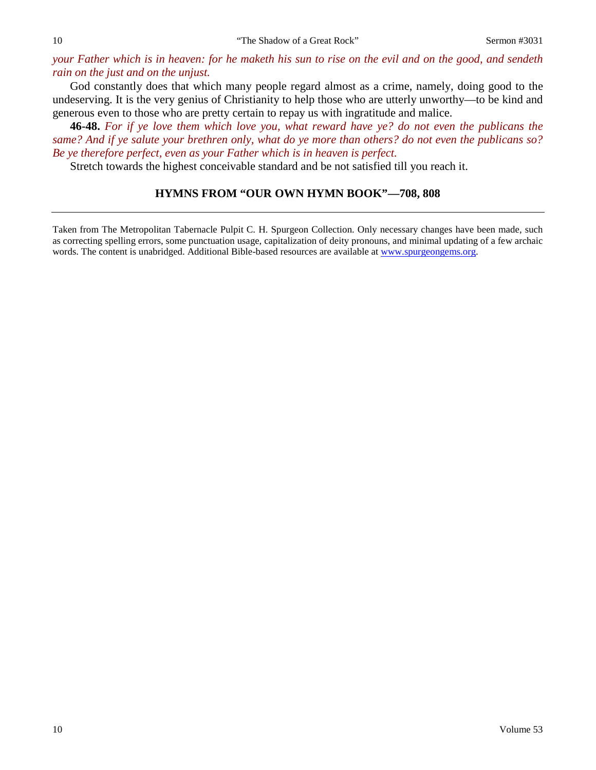*your Father which is in heaven: for he maketh his sun to rise on the evil and on the good, and sendeth rain on the just and on the unjust.*

God constantly does that which many people regard almost as a crime, namely, doing good to the undeserving. It is the very genius of Christianity to help those who are utterly unworthy—to be kind and generous even to those who are pretty certain to repay us with ingratitude and malice.

**46-48.** *For if ye love them which love you, what reward have ye? do not even the publicans the same? And if ye salute your brethren only, what do ye more than others? do not even the publicans so? Be ye therefore perfect, even as your Father which is in heaven is perfect.*

Stretch towards the highest conceivable standard and be not satisfied till you reach it.

## HYMNS FROM "OUR OWN HYMN BOOK"—708, 808

---

Taken from The Metropolitan Tabernacle Pulpit C. H. Spurgeon Collection. Only necessary changes have been made, such as correcting spelling errors, some punctuation usage, capitalization of deity pronouns, and minimal updating of a few archaic words. The content is unabridged. Additional Bible-based resources are available at www.spurgeongems.org.